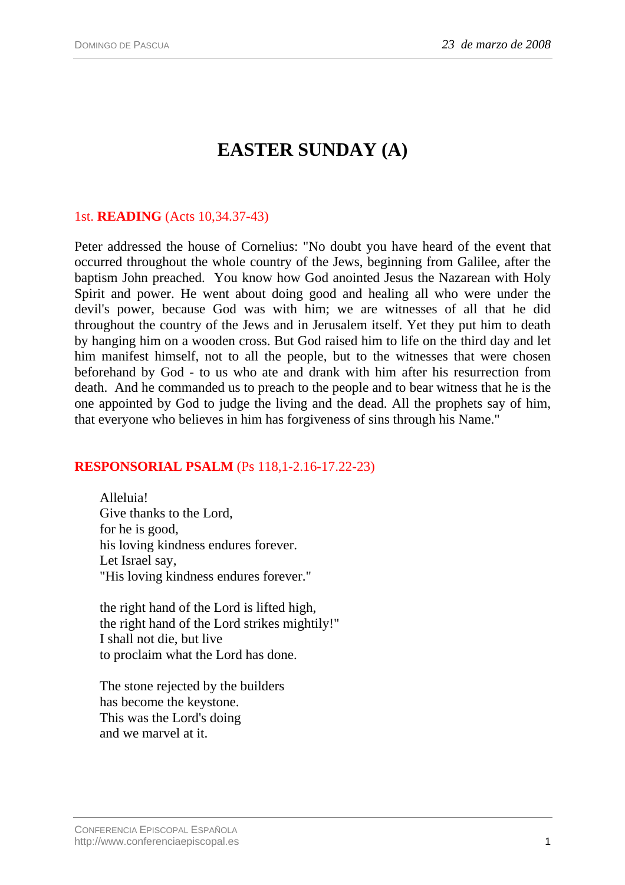# EASTER SUNDAY (A)

## 1st. **READING** (Acts 10,34.37-43)

Peter addressed the house of Cornelius: "No doubt you have heard of the event that occurred throughout the whole country of the Jews, beginning from Galilee, after the baptism John preached. You know how God anointed Jesus the Nazarean with Holy Spirit and power. He went about doing good and healing all who were under the devil's power, because God was with him; we are witnesses of all that he did throughout the country of the Jews and in Jerusalem itself. Yet they put him to death by hanging him on a wooden cross. But God raised him to life on the third day and let him manifest himself, not to all the people, but to the witnesses that were chosen beforehand by God - to us who ate and drank with him after his resurrection from death. And he commanded us to preach to the people and to bear witness that he is the one appointed by God to judge the living and the dead. All the prophets say of him, that everyone who believes in him has forgiveness of sins through his Name."

## **RESPONSORIAL PSALM** (Ps 118,1-2.16-17.22-23)

Alleluia!  
Give thanks to the Lord,  
for he is good,  
his loving kindness endures forever.  
Let Israel say,  
"His loving kindness endures forever."

the right hand of the Lord is lifted high,  
the right hand of the Lord strikes mightily!"  
I shall not die, but live  
to proclaim what the Lord has done.

The stone rejected by the builders  
has become the keystone.  
This was the Lord's doing  
and we marvel at it.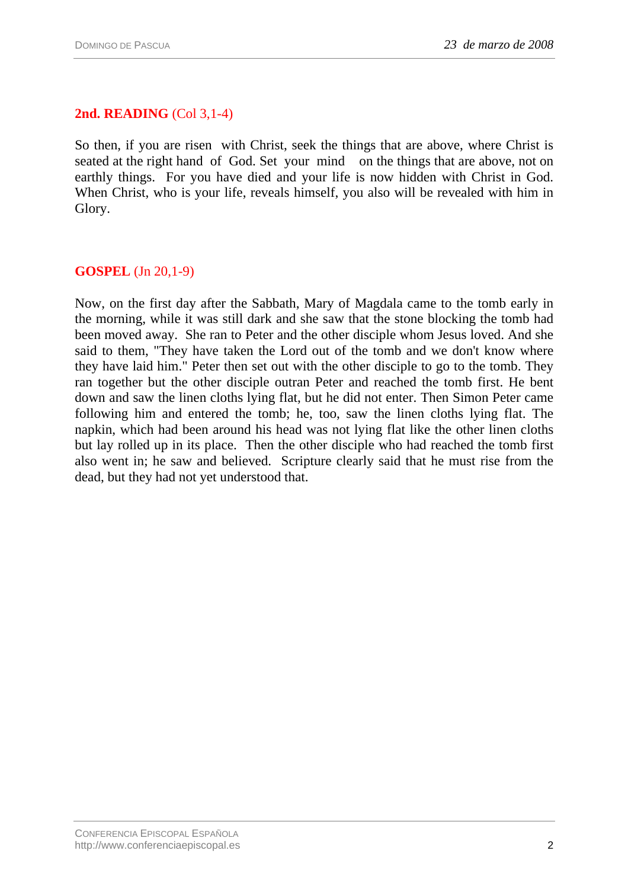**2nd. READING** (Col 3,1-4)

So then, if you are risen with Christ, seek the things that are above, where Christ is seated at the right hand of God. Set your mind on the things that are above, not on earthly things. For you have died and your life is now hidden with Christ in God. When Christ, who is your life, reveals himself, you also will be revealed with him in Glory.

**GOSPEL** (Jn 20,1-9)

Now, on the first day after the Sabbath, Mary of Magdala came to the tomb early in the morning, while it was still dark and she saw that the stone blocking the tomb had been moved away. She ran to Peter and the other disciple whom Jesus loved. And she said to them, "They have taken the Lord out of the tomb and we don't know where they have laid him." Peter then set out with the other disciple to go to the tomb. They ran together but the other disciple outran Peter and reached the tomb first. He bent down and saw the linen cloths lying flat, but he did not enter. Then Simon Peter came following him and entered the tomb; he, too, saw the linen cloths lying flat. The napkin, which had been around his head was not lying flat like the other linen cloths but lay rolled up in its place. Then the other disciple who had reached the tomb first also went in; he saw and believed. Scripture clearly said that he must rise from the dead, but they had not yet understood that.